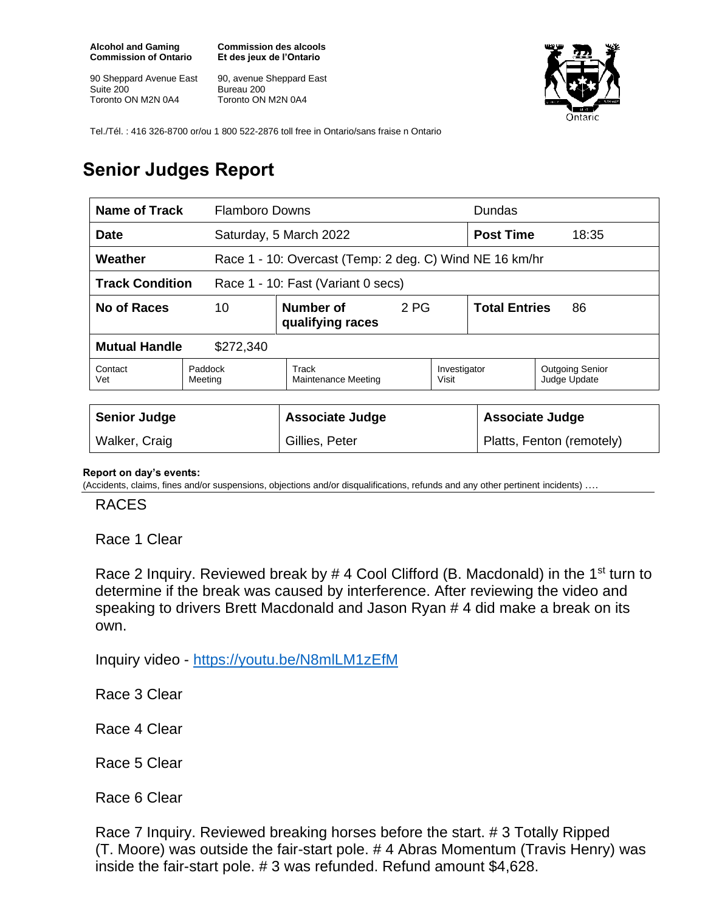**Alcohol and Gaming Commission of Ontario**

90 Sheppard Avenue East
Suite 200
Toronto ON M2N 0A4

**Commission des alcools Et des jeux de l'Ontario**

90, avenue Sheppard East
Bureau 200
Toronto ON M2N 0A4

Tel./Tél. : 416 326-8700 or/ou 1 800 522-2876 toll free in Ontario/sans fraise n Ontario

# Senior Judges Report

| **Name of Track** | Flamboro Downs | | | Dundas | |
|---|---|---|---|---|---|
| **Date** | Saturday, 5 March 2022 | | | **Post Time** | 18:35 |
| **Weather** | Race 1 - 10: Overcast (Temp: 2 deg. C) Wind NE 16 km/hr | | | | |
| **Track Condition** | Race 1 - 10: Fast (Variant 0 secs) | | | | |
| **No of Races** | 10 | **Number of qualifying races** | 2 PG | **Total Entries** | 86 |
| **Mutual Handle** | $272,340 | | | | |

| Contact Vet | Paddock Meeting | Track Maintenance Meeting | Investigator Visit | Outgoing Senior Judge Update |
|---|---|---|---|---|

| **Senior Judge** | **Associate Judge** | **Associate Judge** |
|---|---|---|
| Walker, Craig | Gillies, Peter | Platts, Fenton (remotely) |

**Report on day's events:**
(Accidents, claims, fines and/or suspensions, objections and/or disqualifications, refunds and any other pertinent incidents) ….

RACES

Race 1 Clear

Race 2 Inquiry. Reviewed break by # 4 Cool Clifford (B. Macdonald) in the 1st turn to determine if the break was caused by interference. After reviewing the video and speaking to drivers Brett Macdonald and Jason Ryan # 4 did make a break on its own.

Inquiry video - https://youtu.be/N8mlLM1zEfM

Race 3 Clear

Race 4 Clear

Race 5 Clear

Race 6 Clear

Race 7 Inquiry. Reviewed breaking horses before the start. # 3 Totally Ripped (T. Moore) was outside the fair-start pole. # 4 Abras Momentum (Travis Henry) was inside the fair-start pole. # 3 was refunded. Refund amount $4,628.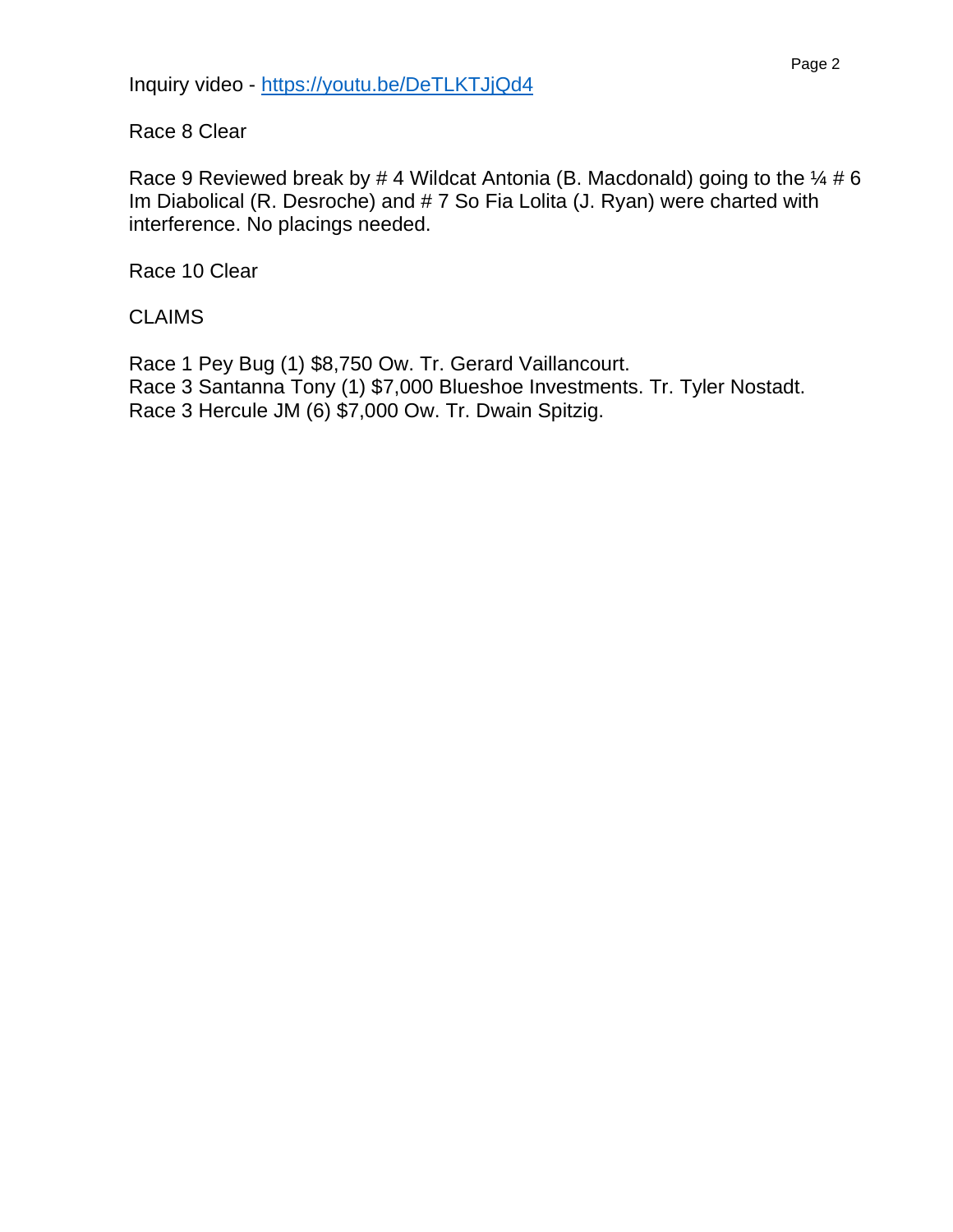Inquiry video - [https://youtu.be/DeTLKTJjQd4](https://youtu.be/DeTLKTJjQd4)

Race 8 Clear

Race 9 Reviewed break by # 4 Wildcat Antonia (B. Macdonald) going to the ¼ # 6 Im Diabolical (R. Desroche) and # 7 So Fia Lolita (J. Ryan) were charted with interference. No placings needed.

Race 10 Clear

CLAIMS

Race 1 Pey Bug (1) $8,750 Ow. Tr. Gerard Vaillancourt.
Race 3 Santanna Tony (1) $7,000 Blueshoe Investments. Tr. Tyler Nostadt.
Race 3 Hercule JM (6) $7,000 Ow. Tr. Dwain Spitzig.